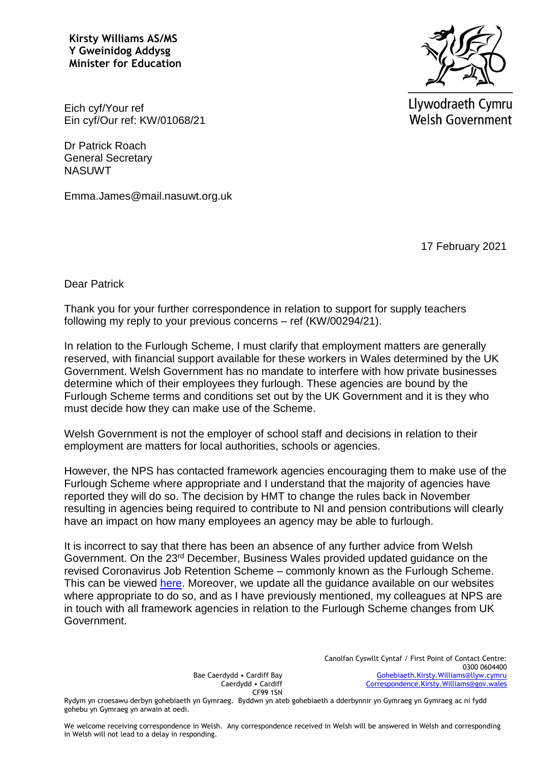**Kirsty Williams AS/MS**
**Y Gweinidog Addysg**
**Minister for Education**

Llywodraeth Cymru
Welsh Government

Eich cyf/Your ref
Ein cyf/Our ref: KW/01068/21

Dr Patrick Roach
General Secretary
NASUWT

Emma.James@mail.nasuwt.org.uk

17 February 2021

Dear Patrick

Thank you for your further correspondence in relation to support for supply teachers following my reply to your previous concerns – ref (KW/00294/21).

In relation to the Furlough Scheme, I must clarify that employment matters are generally reserved, with financial support available for these workers in Wales determined by the UK Government. Welsh Government has no mandate to interfere with how private businesses determine which of their employees they furlough. These agencies are bound by the Furlough Scheme terms and conditions set out by the UK Government and it is they who must decide how they can make use of the Scheme.

Welsh Government is not the employer of school staff and decisions in relation to their employment are matters for local authorities, schools or agencies.

However, the NPS has contacted framework agencies encouraging them to make use of the Furlough Scheme where appropriate and I understand that the majority of agencies have reported they will do so. The decision by HMT to change the rules back in November resulting in agencies being required to contribute to NI and pension contributions will clearly have an impact on how many employees an agency may be able to furlough.

It is incorrect to say that there has been an absence of any further advice from Welsh Government. On the 23rd December, Business Wales provided updated guidance on the revised Coronavirus Job Retention Scheme – commonly known as the Furlough Scheme. This can be viewed here. Moreover, we update all the guidance available on our websites where appropriate to do so, and as I have previously mentioned, my colleagues at NPS are in touch with all framework agencies in relation to the Furlough Scheme changes from UK Government.

Bae Caerdydd • Cardiff Bay
Caerdydd • Cardiff
CF99 1SN

Canolfan Cyswllt Cyntaf / First Point of Contact Centre:
0300 0604400
Gohebiaeth.Kirsty.Williams@llyw.cymru
Correspondence.Kirsty.Williams@gov.wales

Rydym yn croesawu derbyn gohebiaeth yn Gymraeg. Byddwn yn ateb gohebiaeth a dderbynnir yn Gymraeg yn Gymraeg ac ni fydd gohebu yn Gymraeg yn arwain at oedi.

We welcome receiving correspondence in Welsh. Any correspondence received in Welsh will be answered in Welsh and corresponding in Welsh will not lead to a delay in responding.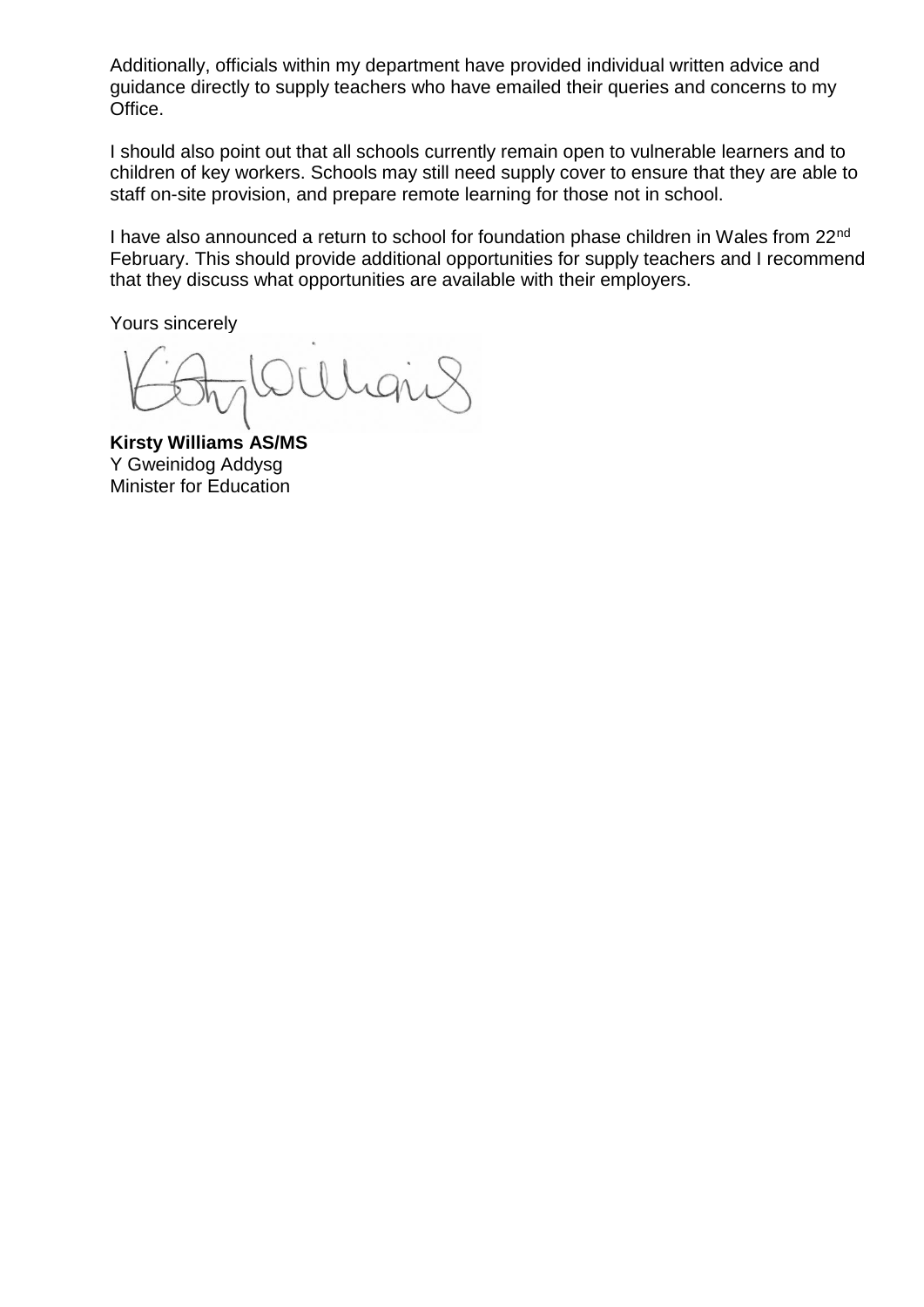Additionally, officials within my department have provided individual written advice and guidance directly to supply teachers who have emailed their queries and concerns to my Office.

I should also point out that all schools currently remain open to vulnerable learners and to children of key workers. Schools may still need supply cover to ensure that they are able to staff on-site provision, and prepare remote learning for those not in school.

I have also announced a return to school for foundation phase children in Wales from 22nd February. This should provide additional opportunities for supply teachers and I recommend that they discuss what opportunities are available with their employers.

Yours sincerely

**Kirsty Williams AS/MS**
Y Gweinidog Addysg
Minister for Education